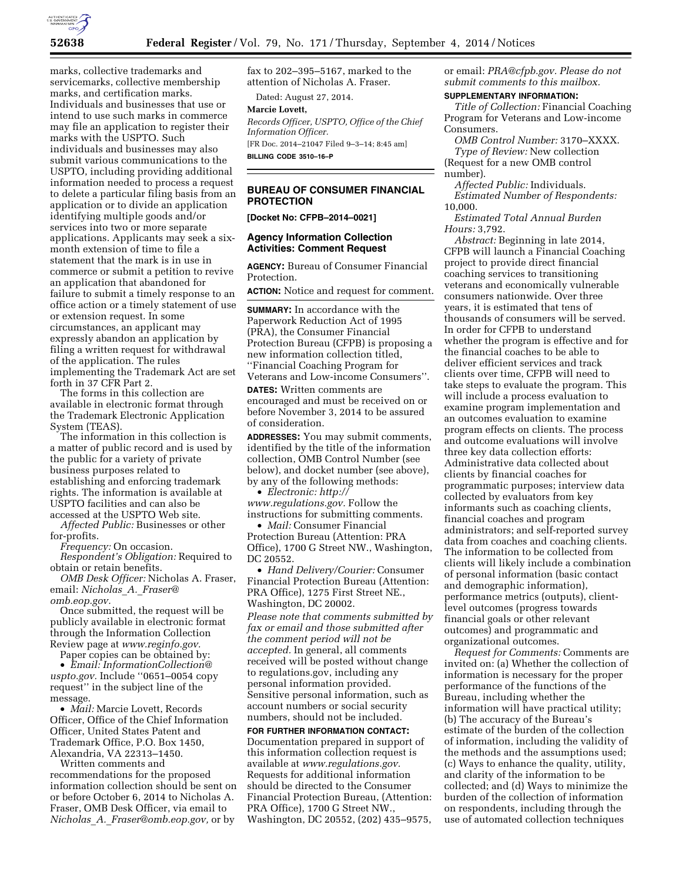marks, collective trademarks and servicemarks, collective membership marks, and certification marks. Individuals and businesses that use or intend to use such marks in commerce may file an application to register their marks with the USPTO. Such individuals and businesses may also submit various communications to the USPTO, including providing additional information needed to process a request to delete a particular filing basis from an application or to divide an application identifying multiple goods and/or services into two or more separate applications. Applicants may seek a six-month extension of time to file a statement that the mark is in use in commerce or submit a petition to revive an application that abandoned for failure to submit a timely response to an office action or a timely statement of use or extension request. In some circumstances, an applicant may expressly abandon an application by filing a written request for withdrawal of the application. The rules implementing the Trademark Act are set forth in 37 CFR Part 2.

The forms in this collection are available in electronic format through the Trademark Electronic Application System (TEAS).

The information in this collection is a matter of public record and is used by the public for a variety of private business purposes related to establishing and enforcing trademark rights. The information is available at USPTO facilities and can also be accessed at the USPTO Web site.

*Affected Public:* Businesses or other for-profits.

*Frequency:* On occasion.

*Respondent's Obligation:* Required to obtain or retain benefits.

*OMB Desk Officer:* Nicholas A. Fraser, email: *Nicholas_A._Fraser@omb.eop.gov.*

Once submitted, the request will be publicly available in electronic format through the Information Collection Review page at *www.reginfo.gov.*

Paper copies can be obtained by:

- *Email: InformationCollection@uspto.gov.* Include ''0651–0054 copy request'' in the subject line of the message.
- *Mail:* Marcie Lovett, Records Officer, Office of the Chief Information Officer, United States Patent and Trademark Office, P.O. Box 1450, Alexandria, VA 22313–1450.

Written comments and recommendations for the proposed information collection should be sent on or before October 6, 2014 to Nicholas A. Fraser, OMB Desk Officer, via email to *Nicholas_A._Fraser@omb.eop.gov,* or by fax to 202–395–5167, marked to the attention of Nicholas A. Fraser.

Dated: August 27, 2014.

**Marcie Lovett,**

*Records Officer, USPTO, Office of the Chief Information Officer.*

[FR Doc. 2014–21047 Filed 9–3–14; 8:45 am]

**BILLING CODE 3510–16–P**

## BUREAU OF CONSUMER FINANCIAL PROTECTION

**[Docket No: CFPB–2014–0021]**

### Agency Information Collection Activities: Comment Request

**AGENCY:** Bureau of Consumer Financial Protection.

**ACTION:** Notice and request for comment.

**SUMMARY:** In accordance with the Paperwork Reduction Act of 1995 (PRA), the Consumer Financial Protection Bureau (CFPB) is proposing a new information collection titled, ''Financial Coaching Program for Veterans and Low-income Consumers''.

**DATES:** Written comments are encouraged and must be received on or before November 3, 2014 to be assured of consideration.

**ADDRESSES:** You may submit comments, identified by the title of the information collection, OMB Control Number (see below), and docket number (see above), by any of the following methods:

- *Electronic: http://www.regulations.gov.* Follow the instructions for submitting comments.
- *Mail:* Consumer Financial Protection Bureau (Attention: PRA Office), 1700 G Street NW., Washington, DC 20552.
- *Hand Delivery/Courier:* Consumer Financial Protection Bureau (Attention: PRA Office), 1275 First Street NE., Washington, DC 20002.

*Please note that comments submitted by fax or email and those submitted after the comment period will not be accepted.* In general, all comments received will be posted without change to regulations.gov, including any personal information provided. Sensitive personal information, such as account numbers or social security numbers, should not be included.

**FOR FURTHER INFORMATION CONTACT:** Documentation prepared in support of this information collection request is available at *www.regulations.gov.* Requests for additional information should be directed to the Consumer Financial Protection Bureau, (Attention: PRA Office), 1700 G Street NW., Washington, DC 20552, (202) 435–9575, or email: *PRA@cfpb.gov. Please do not submit comments to this mailbox.*

**SUPPLEMENTARY INFORMATION:**

*Title of Collection:* Financial Coaching Program for Veterans and Low-income Consumers.

*OMB Control Number:* 3170–XXXX.

*Type of Review:* New collection (Request for a new OMB control number).

*Affected Public:* Individuals.

*Estimated Number of Respondents:* 10,000.

*Estimated Total Annual Burden Hours:* 3,792.

*Abstract:* Beginning in late 2014, CFPB will launch a Financial Coaching project to provide direct financial coaching services to transitioning veterans and economically vulnerable consumers nationwide. Over three years, it is estimated that tens of thousands of consumers will be served. In order for CFPB to understand whether the program is effective and for the financial coaches to be able to deliver efficient services and track clients over time, CFPB will need to take steps to evaluate the program. This will include a process evaluation to examine program implementation and an outcomes evaluation to examine program effects on clients. The process and outcome evaluations will involve three key data collection efforts: Administrative data collected about clients by financial coaches for programmatic purposes; interview data collected by evaluators from key informants such as coaching clients, financial coaches and program administrators; and self-reported survey data from coaches and coaching clients. The information to be collected from clients will likely include a combination of personal information (basic contact and demographic information), performance metrics (outputs), client-level outcomes (progress towards financial goals or other relevant outcomes) and programmatic and organizational outcomes.

*Request for Comments:* Comments are invited on: (a) Whether the collection of information is necessary for the proper performance of the functions of the Bureau, including whether the information will have practical utility; (b) The accuracy of the Bureau's estimate of the burden of the collection of information, including the validity of the methods and the assumptions used; (c) Ways to enhance the quality, utility, and clarity of the information to be collected; and (d) Ways to minimize the burden of the collection of information on respondents, including through the use of automated collection techniques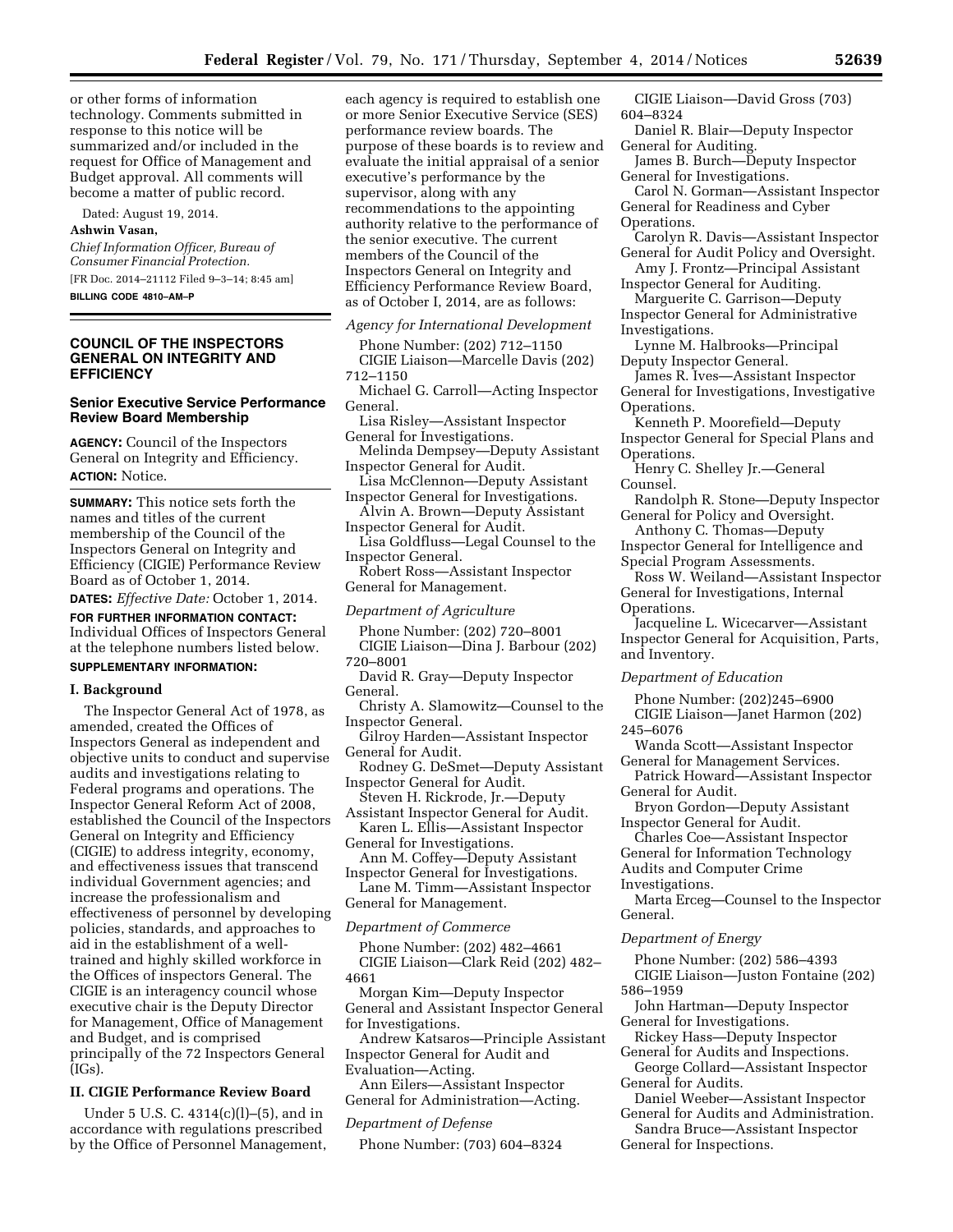or other forms of information technology. Comments submitted in response to this notice will be summarized and/or included in the request for Office of Management and Budget approval. All comments will become a matter of public record.

Dated: August 19, 2014.

**Ashwin Vasan,**

*Chief Information Officer, Bureau of Consumer Financial Protection.*

[FR Doc. 2014–21112 Filed 9–3–14; 8:45 am]

**BILLING CODE 4810–AM–P**

---

## COUNCIL OF THE INSPECTORS GENERAL ON INTEGRITY AND EFFICIENCY

### Senior Executive Service Performance Review Board Membership

**AGENCY:** Council of the Inspectors General on Integrity and Efficiency.

**ACTION:** Notice.

**SUMMARY:** This notice sets forth the names and titles of the current membership of the Council of the Inspectors General on Integrity and Efficiency (CIGIE) Performance Review Board as of October 1, 2014.

**DATES:** *Effective Date:* October 1, 2014.

**FOR FURTHER INFORMATION CONTACT:** Individual Offices of Inspectors General at the telephone numbers listed below.

**SUPPLEMENTARY INFORMATION:**

#### I. Background

The Inspector General Act of 1978, as amended, created the Offices of Inspectors General as independent and objective units to conduct and supervise audits and investigations relating to Federal programs and operations. The Inspector General Reform Act of 2008, established the Council of the Inspectors General on Integrity and Efficiency (CIGIE) to address integrity, economy, and effectiveness issues that transcend individual Government agencies; and increase the professionalism and effectiveness of personnel by developing policies, standards, and approaches to aid in the establishment of a well-trained and highly skilled workforce in the Offices of inspectors General. The CIGIE is an interagency council whose executive chair is the Deputy Director for Management, Office of Management and Budget, and is comprised principally of the 72 Inspectors General (IGs).

#### II. CIGIE Performance Review Board

Under 5 U.S.C. 4314(c)(l)–(5), and in accordance with regulations prescribed by the Office of Personnel Management, each agency is required to establish one or more Senior Executive Service (SES) performance review boards. The purpose of these boards is to review and evaluate the initial appraisal of a senior executive's performance by the supervisor, along with any recommendations to the appointing authority relative to the performance of the senior executive. The current members of the Council of the Inspectors General on Integrity and Efficiency Performance Review Board, as of October I, 2014, are as follows:

*Agency for International Development*

Phone Number: (202) 712–1150
CIGIE Liaison—Marcelle Davis (202) 712–1150
Michael G. Carroll—Acting Inspector General.
Lisa Risley—Assistant Inspector General for Investigations.
Melinda Dempsey—Deputy Assistant Inspector General for Audit.
Lisa McClennon—Deputy Assistant Inspector General for Investigations.
Alvin A. Brown—Deputy Assistant Inspector General for Audit.
Lisa Goldfluss—Legal Counsel to the Inspector General.
Robert Ross—Assistant Inspector General for Management.

*Department of Agriculture*

Phone Number: (202) 720–8001
CIGIE Liaison—Dina J. Barbour (202) 720–8001
David R. Gray—Deputy Inspector General.
Christy A. Slamowitz—Counsel to the Inspector General.
Gilroy Harden—Assistant Inspector General for Audit.
Rodney G. DeSmet—Deputy Assistant Inspector General for Audit.
Steven H. Rickrode, Jr.—Deputy Assistant Inspector General for Audit.
Karen L. Ellis—Assistant Inspector General for Investigations.
Ann M. Coffey—Deputy Assistant Inspector General for Investigations.
Lane M. Timm—Assistant Inspector General for Management.

*Department of Commerce*

Phone Number: (202) 482–4661
CIGIE Liaison—Clark Reid (202) 482–4661
Morgan Kim—Deputy Inspector General and Assistant Inspector General for Investigations.
Andrew Katsaros—Principle Assistant Inspector General for Audit and Evaluation—Acting.
Ann Eilers—Assistant Inspector General for Administration—Acting.

*Department of Defense*

Phone Number: (703) 604–8324
CIGIE Liaison—David Gross (703) 604–8324
Daniel R. Blair—Deputy Inspector General for Auditing.
James B. Burch—Deputy Inspector General for Investigations.
Carol N. Gorman—Assistant Inspector General for Readiness and Cyber Operations.
Carolyn R. Davis—Assistant Inspector General for Audit Policy and Oversight.
Amy J. Frontz—Principal Assistant Inspector General for Auditing.
Marguerite C. Garrison—Deputy Inspector General for Administrative Investigations.
Lynne M. Halbrooks—Principal Deputy Inspector General.
James R. Ives—Assistant Inspector General for Investigations, Investigative Operations.
Kenneth P. Moorefield—Deputy Inspector General for Special Plans and Operations.
Henry C. Shelley Jr.—General Counsel.
Randolph R. Stone—Deputy Inspector General for Policy and Oversight.
Anthony C. Thomas—Deputy Inspector General for Intelligence and Special Program Assessments.
Ross W. Weiland—Assistant Inspector General for Investigations, Internal Operations.
Jacqueline L. Wicecarver—Assistant Inspector General for Acquisition, Parts, and Inventory.

*Department of Education*

Phone Number: (202)245–6900
CIGIE Liaison—Janet Harmon (202) 245–6076
Wanda Scott—Assistant Inspector General for Management Services.
Patrick Howard—Assistant Inspector General for Audit.
Bryon Gordon—Deputy Assistant Inspector General for Audit.
Charles Coe—Assistant Inspector General for Information Technology Audits and Computer Crime Investigations.
Marta Erceg—Counsel to the Inspector General.

*Department of Energy*

Phone Number: (202) 586–4393
CIGIE Liaison—Juston Fontaine (202) 586–1959
John Hartman—Deputy Inspector General for Investigations.
Rickey Hass—Deputy Inspector General for Audits and Inspections.
George Collard—Assistant Inspector General for Audits.
Daniel Weeber—Assistant Inspector General for Audits and Administration.
Sandra Bruce—Assistant Inspector General for Inspections.